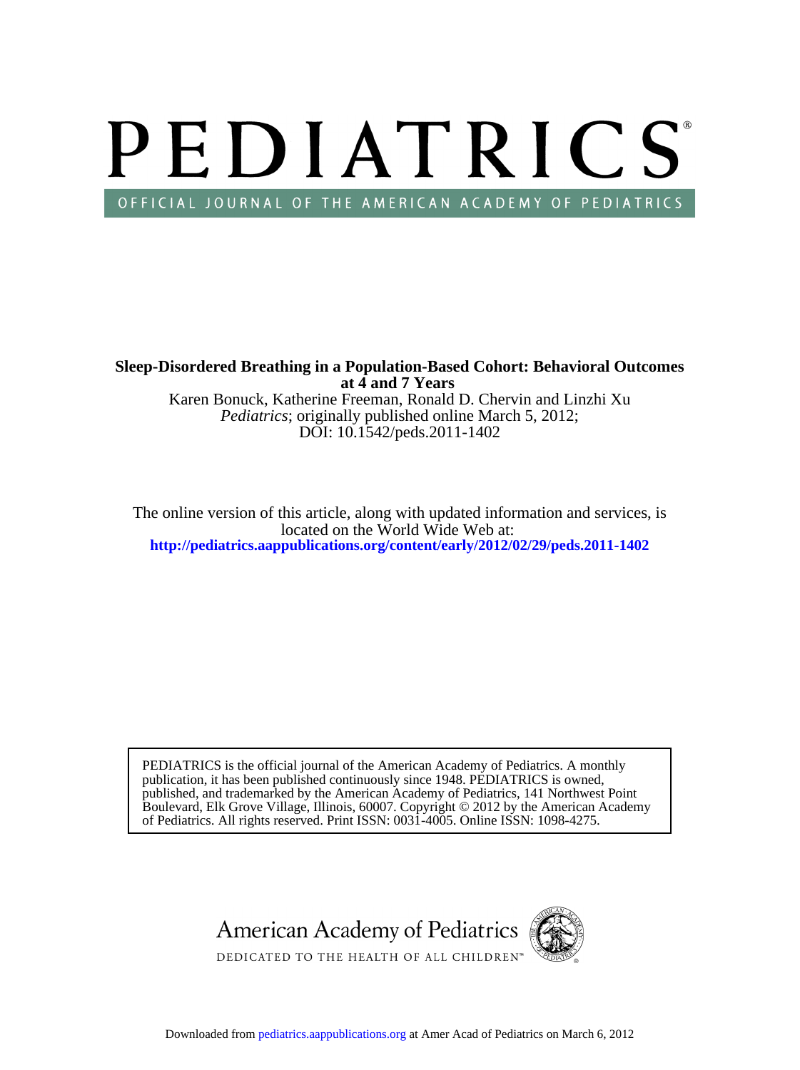# PEDIATRICS

OFFICIAL JOURNAL OF THE AMERICAN ACADEMY OF PEDIATRICS

**Sleep-Disordered Breathing in a Population-Based Cohort: Behavioral Outcomes at 4 and 7 Years**

Karen Bonuck, Katherine Freeman, Ronald D. Chervin and Linzhi Xu

*Pediatrics*; originally published online March 5, 2012;

DOI: 10.1542/peds.2011-1402

The online version of this article, along with updated information and services, is located on the World Wide Web at:

**http://pediatrics.aappublications.org/content/early/2012/02/29/peds.2011-1402**

PEDIATRICS is the official journal of the American Academy of Pediatrics. A monthly publication, it has been published continuously since 1948. PEDIATRICS is owned, published, and trademarked by the American Academy of Pediatrics, 141 Northwest Point Boulevard, Elk Grove Village, Illinois, 60007. Copyright © 2012 by the American Academy of Pediatrics. All rights reserved. Print ISSN: 0031-4005. Online ISSN: 1098-4275.

American Academy of Pediatrics

DEDICATED TO THE HEALTH OF ALL CHILDREN™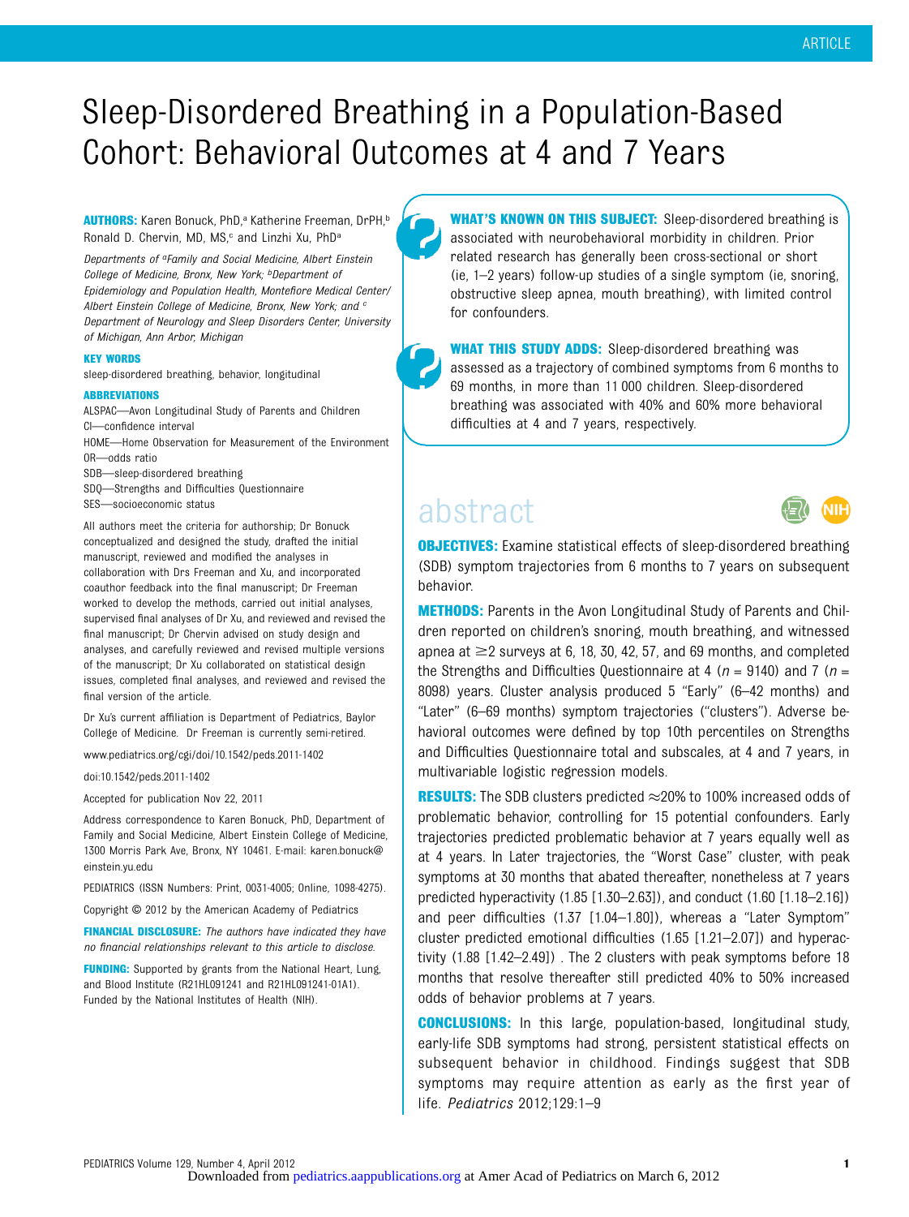# Sleep-Disordered Breathing in a Population-Based Cohort: Behavioral Outcomes at 4 and 7 Years

**AUTHORS:** Karen Bonuck, PhD,[a] Katherine Freeman, DrPH,[b] Ronald D. Chervin, MD, MS,[c] and Linzhi Xu, PhD[a]

*Departments of [a]Family and Social Medicine, Albert Einstein College of Medicine, Bronx, New York; [b]Department of Epidemiology and Population Health, Montefiore Medical Center/Albert Einstein College of Medicine, Bronx, New York; and [c]Department of Neurology and Sleep Disorders Center, University of Michigan, Ann Arbor, Michigan*

**KEY WORDS**

sleep-disordered breathing, behavior, longitudinal

**ABBREVIATIONS**

ALSPAC—Avon Longitudinal Study of Parents and Children
CI—confidence interval
HOME—Home Observation for Measurement of the Environment
OR—odds ratio
SDB—sleep-disordered breathing
SDQ—Strengths and Difficulties Questionnaire
SES—socioeconomic status

All authors meet the criteria for authorship; Dr Bonuck conceptualized and designed the study, drafted the initial manuscript, reviewed and modified the analyses in collaboration with Drs Freeman and Xu, and incorporated coauthor feedback into the final manuscript; Dr Freeman worked to develop the methods, carried out initial analyses, supervised final analyses of Dr Xu, and reviewed and revised the final manuscript; Dr Chervin advised on study design and analyses, and carefully reviewed and revised multiple versions of the manuscript; Dr Xu collaborated on statistical design issues, completed final analyses, and reviewed and revised the final version of the article.

Dr Xu's current affiliation is Department of Pediatrics, Baylor College of Medicine. Dr Freeman is currently semi-retired.

www.pediatrics.org/cgi/doi/10.1542/peds.2011-1402

doi:10.1542/peds.2011-1402

Accepted for publication Nov 22, 2011

Address correspondence to Karen Bonuck, PhD, Department of Family and Social Medicine, Albert Einstein College of Medicine, 1300 Morris Park Ave, Bronx, NY 10461. E-mail: karen.bonuck@einstein.yu.edu

PEDIATRICS (ISSN Numbers: Print, 0031-4005; Online, 1098-4275).

Copyright © 2012 by the American Academy of Pediatrics

**FINANCIAL DISCLOSURE:** *The authors have indicated they have no financial relationships relevant to this article to disclose.*

**FUNDING:** Supported by grants from the National Heart, Lung, and Blood Institute (R21HL091241 and R21HL091241-01A1). Funded by the National Institutes of Health (NIH).

**WHAT'S KNOWN ON THIS SUBJECT:** Sleep-disordered breathing is associated with neurobehavioral morbidity in children. Prior related research has generally been cross-sectional or short (ie, 1–2 years) follow-up studies of a single symptom (ie, snoring, obstructive sleep apnea, mouth breathing), with limited control for confounders.

**WHAT THIS STUDY ADDS:** Sleep-disordered breathing was assessed as a trajectory of combined symptoms from 6 months to 69 months, in more than 11 000 children. Sleep-disordered breathing was associated with 40% and 60% more behavioral difficulties at 4 and 7 years, respectively.

## abstract

**OBJECTIVES:** Examine statistical effects of sleep-disordered breathing (SDB) symptom trajectories from 6 months to 7 years on subsequent behavior.

**METHODS:** Parents in the Avon Longitudinal Study of Parents and Children reported on children's snoring, mouth breathing, and witnessed apnea at ≥2 surveys at 6, 18, 30, 42, 57, and 69 months, and completed the Strengths and Difficulties Questionnaire at 4 ($n$ = 9140) and 7 ($n$ = 8098) years. Cluster analysis produced 5 "Early" (6–42 months) and "Later" (6–69 months) symptom trajectories ("clusters"). Adverse behavioral outcomes were defined by top 10th percentiles on Strengths and Difficulties Questionnaire total and subscales, at 4 and 7 years, in multivariable logistic regression models.

**RESULTS:** The SDB clusters predicted ≈20% to 100% increased odds of problematic behavior, controlling for 15 potential confounders. Early trajectories predicted problematic behavior at 7 years equally well as at 4 years. In Later trajectories, the "Worst Case" cluster, with peak symptoms at 30 months that abated thereafter, nonetheless at 7 years predicted hyperactivity (1.85 [1.30–2.63]), and conduct (1.60 [1.18–2.16]) and peer difficulties (1.37 [1.04–1.80]), whereas a "Later Symptom" cluster predicted emotional difficulties (1.65 [1.21–2.07]) and hyperactivity (1.88 [1.42–2.49]). The 2 clusters with peak symptoms before 18 months that resolve thereafter still predicted 40% to 50% increased odds of behavior problems at 7 years.

**CONCLUSIONS:** In this large, population-based, longitudinal study, early-life SDB symptoms had strong, persistent statistical effects on subsequent behavior in childhood. Findings suggest that SDB symptoms may require attention as early as the first year of life. *Pediatrics* 2012;129:1–9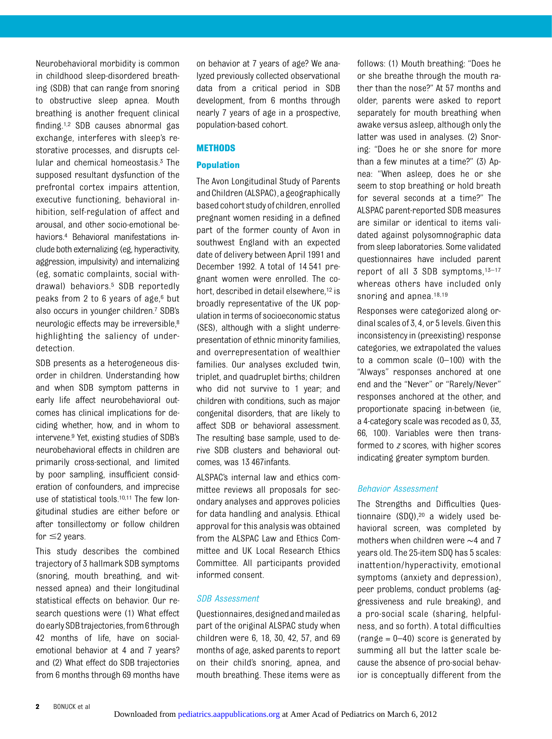Neurobehavioral morbidity is common in childhood sleep-disordered breathing (SDB) that can range from snoring to obstructive sleep apnea. Mouth breathing is another frequent clinical finding.[1,2] SDB causes abnormal gas exchange, interferes with sleep's restorative processes, and disrupts cellular and chemical homeostasis.[3] The supposed resultant dysfunction of the prefrontal cortex impairs attention, executive functioning, behavioral inhibition, self-regulation of affect and arousal, and other socio-emotional behaviors.[4] Behavioral manifestations include both externalizing (eg, hyperactivity, aggression, impulsivity) and internalizing (eg, somatic complaints, social withdrawal) behaviors.[5] SDB reportedly peaks from 2 to 6 years of age,[6] but also occurs in younger children.[7] SDB's neurologic effects may be irreversible,[8] highlighting the saliency of underdetection.

SDB presents as a heterogeneous disorder in children. Understanding how and when SDB symptom patterns in early life affect neurobehavioral outcomes has clinical implications for deciding whether, how, and in whom to intervene.[9] Yet, existing studies of SDB's neurobehavioral effects in children are primarily cross-sectional, and limited by poor sampling, insufficient consideration of confounders, and imprecise use of statistical tools.[10,11] The few longitudinal studies are either before or after tonsillectomy or follow children for ≤2 years.

This study describes the combined trajectory of 3 hallmark SDB symptoms (snoring, mouth breathing, and witnessed apnea) and their longitudinal statistical effects on behavior. Our research questions were (1) What effect do early SDB trajectories, from 6 through 42 months of life, have on social-emotional behavior at 4 and 7 years? and (2) What effect do SDB trajectories from 6 months through 69 months have on behavior at 7 years of age? We analyzed previously collected observational data from a critical period in SDB development, from 6 months through nearly 7 years of age in a prospective, population-based cohort.

## METHODS

### Population

The Avon Longitudinal Study of Parents and Children (ALSPAC), a geographically based cohort study of children, enrolled pregnant women residing in a defined part of the former county of Avon in southwest England with an expected date of delivery between April 1991 and December 1992. A total of 14 541 pregnant women were enrolled. The cohort, described in detail elsewhere,[12] is broadly representative of the UK population in terms of socioeconomic status (SES), although with a slight underrepresentation of ethnic minority families, and overrepresentation of wealthier families. Our analyses excluded twin, triplet, and quadruplet births; children who did not survive to 1 year; and children with conditions, such as major congenital disorders, that are likely to affect SDB or behavioral assessment. The resulting base sample, used to derive SDB clusters and behavioral outcomes, was 13 467infants.

ALSPAC's internal law and ethics committee reviews all proposals for secondary analyses and approves policies for data handling and analysis. Ethical approval for this analysis was obtained from the ALSPAC Law and Ethics Committee and UK Local Research Ethics Committee. All participants provided informed consent.

#### *SDB Assessment*

Questionnaires, designed and mailed as part of the original ALSPAC study when children were 6, 18, 30, 42, 57, and 69 months of age, asked parents to report on their child's snoring, apnea, and mouth breathing. These items were as follows: (1) Mouth breathing: "Does he or she breathe through the mouth rather than the nose?" At 57 months and older, parents were asked to report separately for mouth breathing when awake versus asleep, although only the latter was used in analyses. (2) Snoring: "Does he or she snore for more than a few minutes at a time?" (3) Apnea: "When asleep, does he or she seem to stop breathing or hold breath for several seconds at a time?" The ALSPAC parent-reported SDB measures are similar or identical to items validated against polysomnographic data from sleep laboratories. Some validated questionnaires have included parent report of all 3 SDB symptoms,[13–17] whereas others have included only snoring and apnea.[18,19]

Responses were categorized along ordinal scales of 3, 4, or 5 levels. Given this inconsistency in (preexisting) response categories, we extrapolated the values to a common scale (0–100) with the "Always" responses anchored at one end and the "Never" or "Rarely/Never" responses anchored at the other, and proportionate spacing in-between (ie, a 4-category scale was recoded as 0, 33, 66, 100). Variables were then transformed to *z* scores, with higher scores indicating greater symptom burden.

#### *Behavior Assessment*

The Strengths and Difficulties Questionnaire (SDQ),[20] a widely used behavioral screen, was completed by mothers when children were ∼4 and 7 years old. The 25-item SDQ has 5 scales: inattention/hyperactivity, emotional symptoms (anxiety and depression), peer problems, conduct problems (aggressiveness and rule breaking), and a pro-social scale (sharing, helpfulness, and so forth). A total difficulties (range = 0–40) score is generated by summing all but the latter scale because the absence of pro-social behavior is conceptually different from the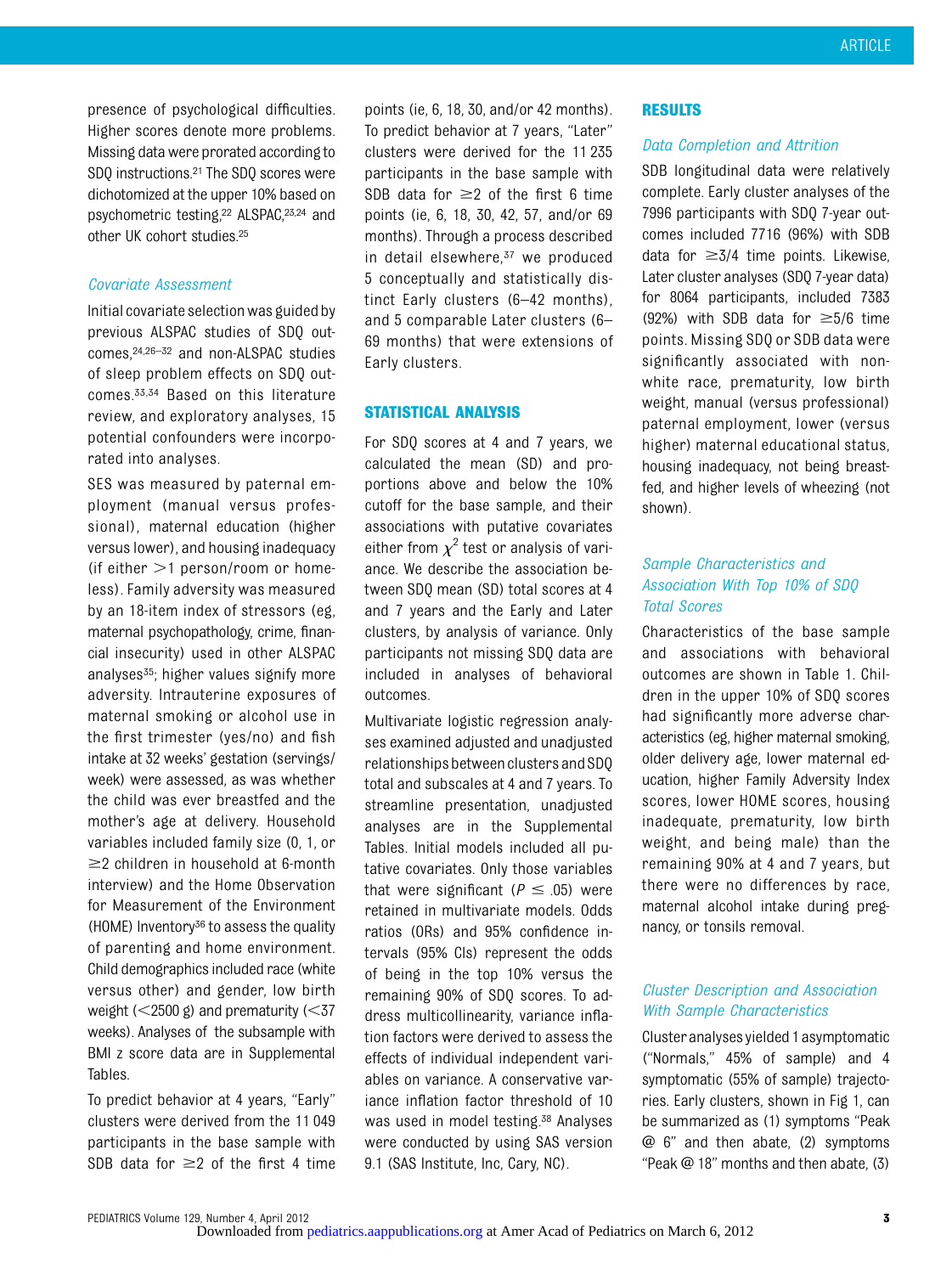presence of psychological difficulties. Higher scores denote more problems. Missing data were prorated according to SDQ instructions.[21] The SDQ scores were dichotomized at the upper 10% based on psychometric testing,[22] ALSPAC,[23,24] and other UK cohort studies.[25]

### Covariate Assessment

Initial covariate selection was guided by previous ALSPAC studies of SDQ outcomes,[24,26–32] and non-ALSPAC studies of sleep problem effects on SDQ outcomes.[33,34] Based on this literature review, and exploratory analyses, 15 potential confounders were incorporated into analyses.

SES was measured by paternal employment (manual versus professional), maternal education (higher versus lower), and housing inadequacy (if either >1 person/room or homeless). Family adversity was measured by an 18-item index of stressors (eg, maternal psychopathology, crime, financial insecurity) used in other ALSPAC analyses[35]; higher values signify more adversity. Intrauterine exposures of maternal smoking or alcohol use in the first trimester (yes/no) and fish intake at 32 weeks' gestation (servings/week) were assessed, as was whether the child was ever breastfed and the mother's age at delivery. Household variables included family size (0, 1, or ≥2 children in household at 6-month interview) and the Home Observation for Measurement of the Environment (HOME) Inventory[36] to assess the quality of parenting and home environment. Child demographics included race (white versus other) and gender, low birth weight (<2500 g) and prematurity (<37 weeks). Analyses of the subsample with BMI z score data are in Supplemental Tables.

To predict behavior at 4 years, "Early" clusters were derived from the 11 049 participants in the base sample with SDB data for ≥2 of the first 4 time points (ie, 6, 18, 30, and/or 42 months). To predict behavior at 7 years, "Later" clusters were derived for the 11 235 participants in the base sample with SDB data for ≥2 of the first 6 time points (ie, 6, 18, 30, 42, 57, and/or 69 months). Through a process described in detail elsewhere,[37] we produced 5 conceptually and statistically distinct Early clusters (6–42 months), and 5 comparable Later clusters (6–69 months) that were extensions of Early clusters.

## STATISTICAL ANALYSIS

For SDQ scores at 4 and 7 years, we calculated the mean (SD) and proportions above and below the 10% cutoff for the base sample, and their associations with putative covariates either from $\chi^2$ test or analysis of variance. We describe the association between SDQ mean (SD) total scores at 4 and 7 years and the Early and Later clusters, by analysis of variance. Only participants not missing SDQ data are included in analyses of behavioral outcomes.

Multivariate logistic regression analyses examined adjusted and unadjusted relationships between clusters and SDQ total and subscales at 4 and 7 years. To streamline presentation, unadjusted analyses are in the Supplemental Tables. Initial models included all putative covariates. Only those variables that were significant ($P \leq .05$) were retained in multivariate models. Odds ratios (ORs) and 95% confidence intervals (95% CIs) represent the odds of being in the top 10% versus the remaining 90% of SDQ scores. To address multicollinearity, variance inflation factors were derived to assess the effects of individual independent variables on variance. A conservative variance inflation factor threshold of 10 was used in model testing.[38] Analyses were conducted by using SAS version 9.1 (SAS Institute, Inc, Cary, NC).

## RESULTS

### Data Completion and Attrition

SDB longitudinal data were relatively complete. Early cluster analyses of the 7996 participants with SDQ 7-year outcomes included 7716 (96%) with SDB data for ≥3/4 time points. Likewise, Later cluster analyses (SDQ 7-year data) for 8064 participants, included 7383 (92%) with SDB data for ≥5/6 time points. Missing SDQ or SDB data were significantly associated with nonwhite race, prematurity, low birth weight, manual (versus professional) paternal employment, lower (versus higher) maternal educational status, housing inadequacy, not being breastfed, and higher levels of wheezing (not shown).

### Sample Characteristics and Association With Top 10% of SDQ Total Scores

Characteristics of the base sample and associations with behavioral outcomes are shown in Table 1. Children in the upper 10% of SDQ scores had significantly more adverse characteristics (eg, higher maternal smoking, older delivery age, lower maternal education, higher Family Adversity Index scores, lower HOME scores, housing inadequate, prematurity, low birth weight, and being male) than the remaining 90% at 4 and 7 years, but there were no differences by race, maternal alcohol intake during pregnancy, or tonsils removal.

### Cluster Description and Association With Sample Characteristics

Cluster analyses yielded 1 asymptomatic ("Normals," 45% of sample) and 4 symptomatic (55% of sample) trajectories. Early clusters, shown in Fig 1, can be summarized as (1) symptoms "Peak @ 6" and then abate, (2) symptoms "Peak @ 18" months and then abate, (3)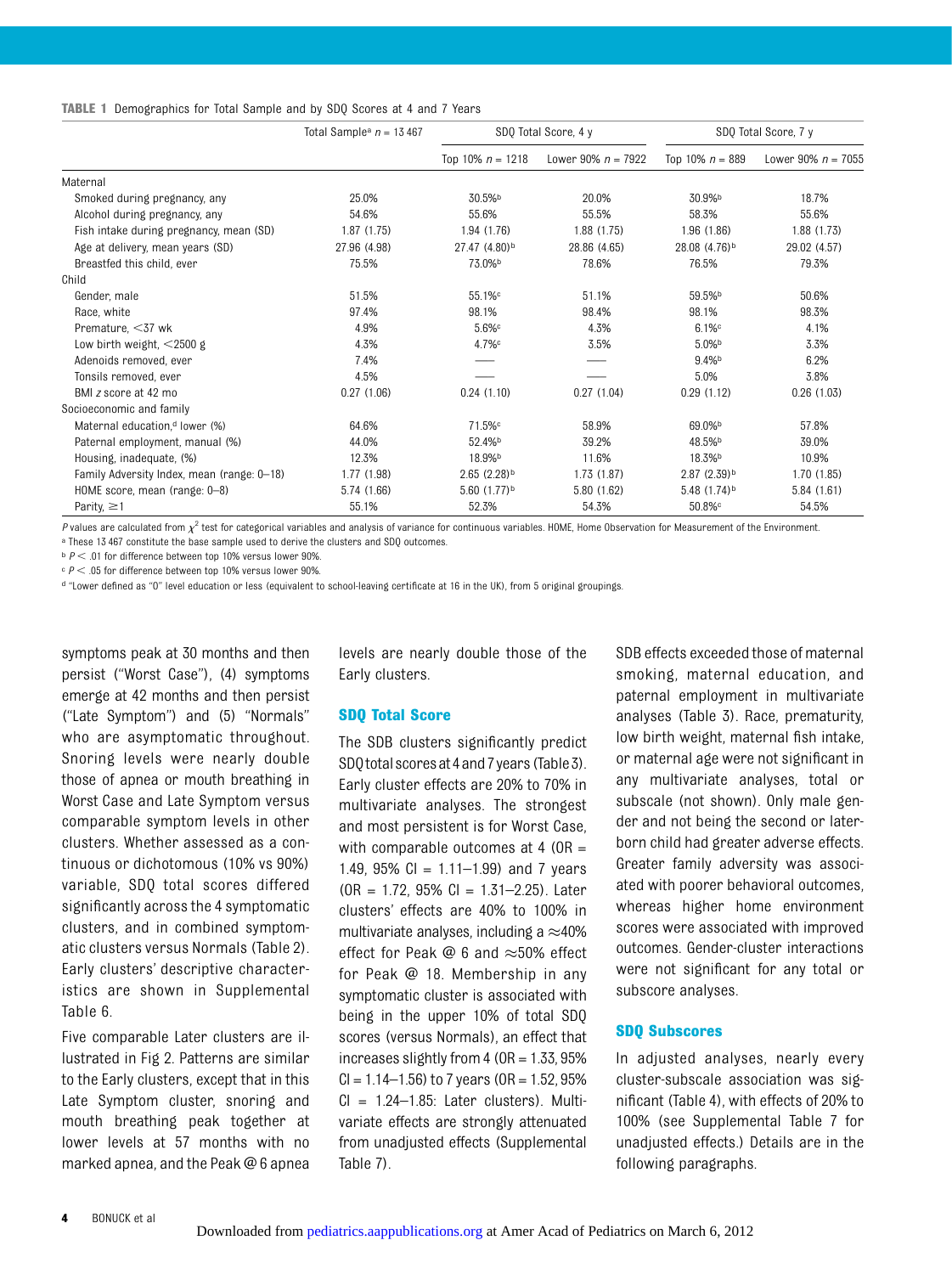**TABLE 1** Demographics for Total Sample and by SDQ Scores at 4 and 7 Years

| | Total Sample[a] $n$ = 13 467 | SDQ Total Score, 4 y | | SDQ Total Score, 7 y | |
|---|---|---|---|---|---|
| | | Top 10% $n$ = 1218 | Lower 90% $n$ = 7922 | Top 10% $n$ = 889 | Lower 90% $n$ = 7055 |
| Maternal | | | | | |
| Smoked during pregnancy, any | 25.0% | 30.5%[b] | 20.0% | 30.9%[b] | 18.7% |
| Alcohol during pregnancy, any | 54.6% | 55.6% | 55.5% | 58.3% | 55.6% |
| Fish intake during pregnancy, mean (SD) | 1.87 (1.75) | 1.94 (1.76) | 1.88 (1.75) | 1.96 (1.86) | 1.88 (1.73) |
| Age at delivery, mean years (SD) | 27.96 (4.98) | 27.47 (4.80)[b] | 28.86 (4.65) | 28.08 (4.76)[b] | 29.02 (4.57) |
| Breastfed this child, ever | 75.5% | 73.0%[b] | 78.6% | 76.5% | 79.3% |
| Child | | | | | |
| Gender, male | 51.5% | 55.1%[c] | 51.1% | 59.5%[b] | 50.6% |
| Race, white | 97.4% | 98.1% | 98.4% | 98.1% | 98.3% |
| Premature, <37 wk | 4.9% | 5.6%[c] | 4.3% | 6.1%[c] | 4.1% |
| Low birth weight, <2500 g | 4.3% | 4.7%[c] | 3.5% | 5.0%[b] | 3.3% |
| Adenoids removed, ever | 7.4% | — | — | 9.4%[b] | 6.2% |
| Tonsils removed, ever | 4.5% | — | — | 5.0% | 3.8% |
| BMI $z$ score at 42 mo | 0.27 (1.06) | 0.24 (1.10) | 0.27 (1.04) | 0.29 (1.12) | 0.26 (1.03) |
| Socioeconomic and family | | | | | |
| Maternal education,[d] lower (%) | 64.6% | 71.5%[c] | 58.9% | 69.0%[b] | 57.8% |
| Paternal employment, manual (%) | 44.0% | 52.4%[b] | 39.2% | 48.5%[b] | 39.0% |
| Housing, inadequate, (%) | 12.3% | 18.9%[b] | 11.6% | 18.3%[b] | 10.9% |
| Family Adversity Index, mean (range: 0–18) | 1.77 (1.98) | 2.65 (2.28)[b] | 1.73 (1.87) | 2.87 (2.39)[b] | 1.70 (1.85) |
| HOME score, mean (range: 0–8) | 5.74 (1.66) | 5.60 (1.77)[b] | 5.80 (1.62) | 5.48 (1.74)[b] | 5.84 (1.61) |
| Parity, ≥1 | 55.1% | 52.3% | 54.3% | 50.8%[c] | 54.5% |

$P$ values are calculated from $\chi^2$ test for categorical variables and analysis of variance for continuous variables. HOME, Home Observation for Measurement of the Environment.
[a] These 13 467 constitute the base sample used to derive the clusters and SDQ outcomes.
[b] $P < .01$ for difference between top 10% versus lower 90%.
[c] $P < .05$ for difference between top 10% versus lower 90%.
[d] "Lower defined as "O" level education or less (equivalent to school-leaving certificate at 16 in the UK), from 5 original groupings.

symptoms peak at 30 months and then persist ("Worst Case"), (4) symptoms emerge at 42 months and then persist ("Late Symptom") and (5) "Normals" who are asymptomatic throughout. Snoring levels were nearly double those of apnea or mouth breathing in Worst Case and Late Symptom versus comparable symptom levels in other clusters. Whether assessed as a continuous or dichotomous (10% vs 90%) variable, SDQ total scores differed significantly across the 4 symptomatic clusters, and in combined symptomatic clusters versus Normals (Table 2). Early clusters' descriptive characteristics are shown in Supplemental Table 6.

Five comparable Later clusters are illustrated in Fig 2. Patterns are similar to the Early clusters, except that in this Late Symptom cluster, snoring and mouth breathing peak together at lower levels at 57 months with no marked apnea, and the Peak @ 6 apnea levels are nearly double those of the Early clusters.

## SDQ Total Score

The SDB clusters significantly predict SDQ total scores at 4 and 7 years (Table 3). Early cluster effects are 20% to 70% in multivariate analyses. The strongest and most persistent is for Worst Case, with comparable outcomes at 4 (OR = 1.49, 95% CI = 1.11–1.99) and 7 years (OR = 1.72, 95% CI = 1.31–2.25). Later clusters' effects are 40% to 100% in multivariate analyses, including a ≈40% effect for Peak @ 6 and ≈50% effect for Peak @ 18. Membership in any symptomatic cluster is associated with being in the upper 10% of total SDQ scores (versus Normals), an effect that increases slightly from 4 (OR = 1.33, 95% CI = 1.14–1.56) to 7 years (OR = 1.52, 95% CI = 1.24–1.85: Later clusters). Multivariate effects are strongly attenuated from unadjusted effects (Supplemental Table 7).

SDB effects exceeded those of maternal smoking, maternal education, and paternal employment in multivariate analyses (Table 3). Race, prematurity, low birth weight, maternal fish intake, or maternal age were not significant in any multivariate analyses, total or subscale (not shown). Only male gender and not being the second or later-born child had greater adverse effects. Greater family adversity was associated with poorer behavioral outcomes, whereas higher home environment scores were associated with improved outcomes. Gender-cluster interactions were not significant for any total or subscore analyses.

## SDQ Subscores

In adjusted analyses, nearly every cluster-subscale association was significant (Table 4), with effects of 20% to 100% (see Supplemental Table 7 for unadjusted effects.) Details are in the following paragraphs.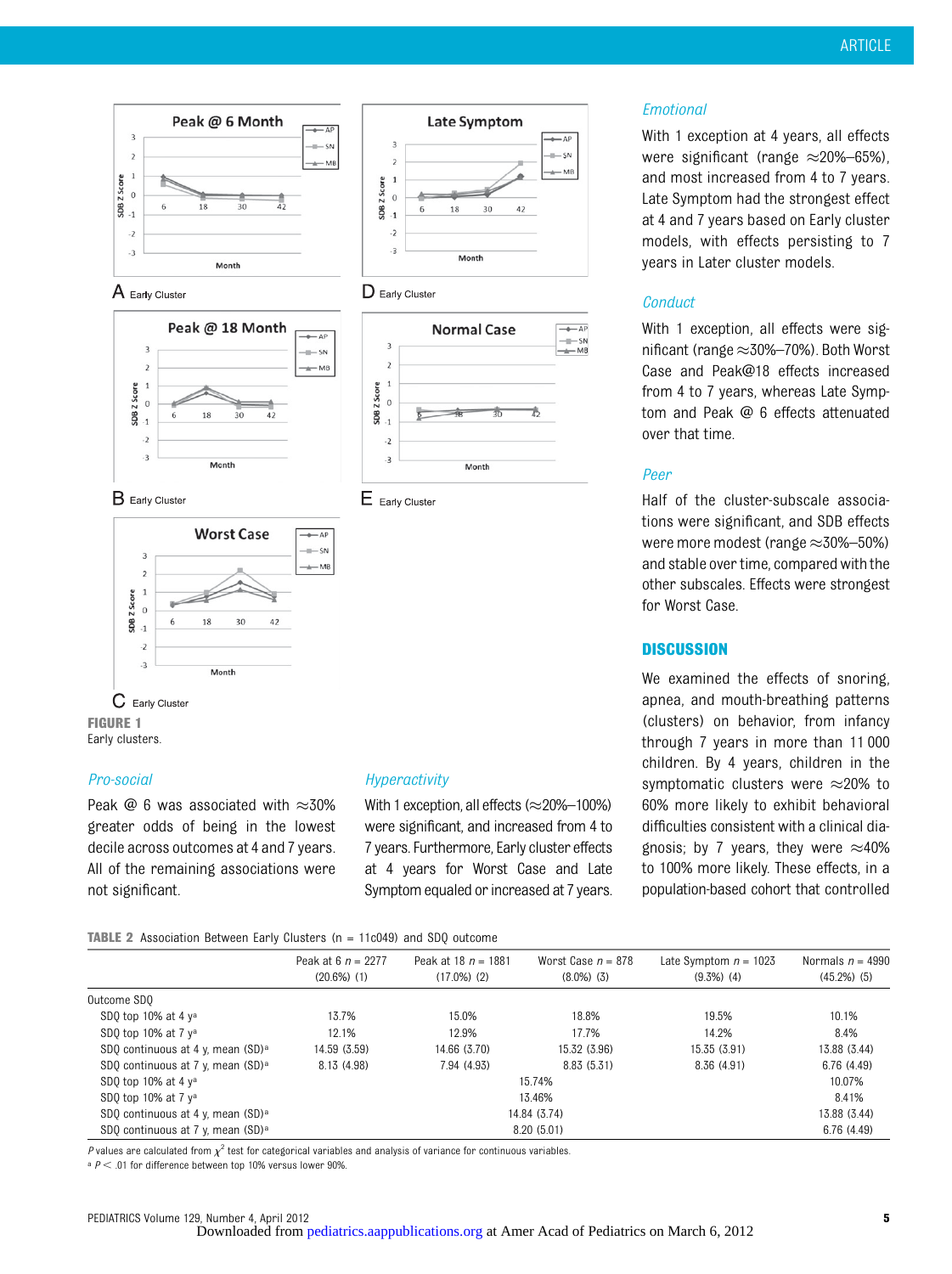FIGURE 1
Early clusters.

*Pro-social*

Peak @ 6 was associated with ≈30% greater odds of being in the lowest decile across outcomes at 4 and 7 years. All of the remaining associations were not significant.

*Hyperactivity*

With 1 exception, all effects (≈20%–100%) were significant, and increased from 4 to 7 years. Furthermore, Early cluster effects at 4 years for Worst Case and Late Symptom equaled or increased at 7 years.

*Emotional*

With 1 exception at 4 years, all effects were significant (range ≈20%–65%), and most increased from 4 to 7 years. Late Symptom had the strongest effect at 4 and 7 years based on Early cluster models, with effects persisting to 7 years in Later cluster models.

*Conduct*

With 1 exception, all effects were significant (range ≈30%–70%). Both Worst Case and Peak@18 effects increased from 4 to 7 years, whereas Late Symptom and Peak @ 6 effects attenuated over that time.

*Peer*

Half of the cluster-subscale associations were significant, and SDB effects were more modest (range ≈30%–50%) and stable over time, compared with the other subscales. Effects were strongest for Worst Case.

## DISCUSSION

We examined the effects of snoring, apnea, and mouth-breathing patterns (clusters) on behavior, from infancy through 7 years in more than 11 000 children. By 4 years, children in the symptomatic clusters were ≈20% to 60% more likely to exhibit behavioral difficulties consistent with a clinical diagnosis; by 7 years, they were ≈40% to 100% more likely. These effects, in a population-based cohort that controlled

**TABLE 2** Association Between Early Clusters (n = 11c049) and SDQ outcome

| | Peak at 6 $n$ = 2277 (20.6%) (1) | Peak at 18 $n$ = 1881 (17.0%) (2) | Worst Case $n$ = 878 (8.0%) (3) | Late Symptom $n$ = 1023 (9.3%) (4) | Normals $n$ = 4990 (45.2%) (5) |
|---|---|---|---|---|---|
| Outcome SDQ | | | | | |
| SDQ top 10% at 4 y[a] | 13.7% | 15.0% | 18.8% | 19.5% | 10.1% |
| SDQ top 10% at 7 y[a] | 12.1% | 12.9% | 17.7% | 14.2% | 8.4% |
| SDQ continuous at 4 y, mean (SD)[a] | 14.59 (3.59) | 14.66 (3.70) | 15.32 (3.96) | 15.35 (3.91) | 13.88 (3.44) |
| SDQ continuous at 7 y, mean (SD)[a] | 8.13 (4.98) | 7.94 (4.93) | 8.83 (5.31) | 8.36 (4.91) | 6.76 (4.49) |
| SDQ top 10% at 4 y[a] | | | 15.74% | | 10.07% |
| SDQ top 10% at 7 y[a] | | | 13.46% | | 8.41% |
| SDQ continuous at 4 y, mean (SD)[a] | | | 14.84 (3.74) | | 13.88 (3.44) |
| SDQ continuous at 7 y, mean (SD)[a] | | | 8.20 (5.01) | | 6.76 (4.49) |

$P$ values are calculated from $\chi^2$ test for categorical variables and analysis of variance for continuous variables.
[a] $P < .01$ for difference between top 10% versus lower 90%.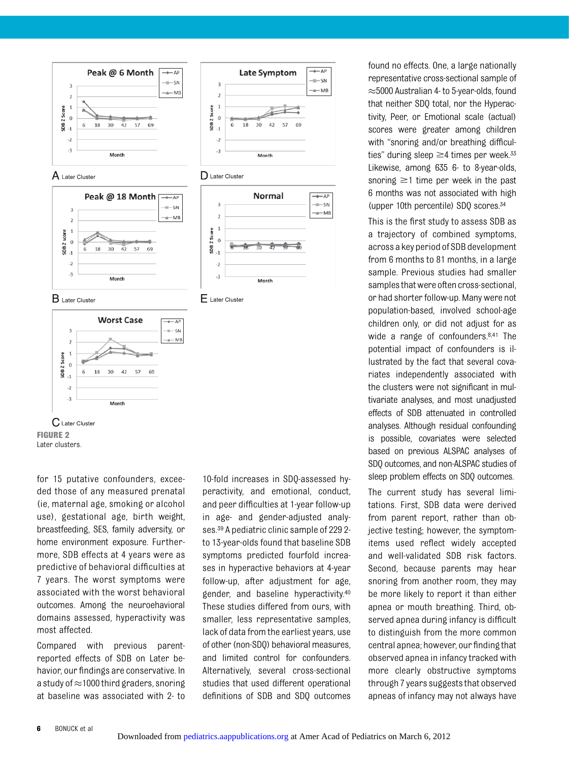**FIGURE 2**
Later clusters.

for 15 putative confounders, exceeded those of any measured prenatal (ie, maternal age, smoking or alcohol use), gestational age, birth weight, breastfeeding, SES, family adversity, or home environment exposure. Furthermore, SDB effects at 4 years were as predictive of behavioral difficulties at 7 years. The worst symptoms were associated with the worst behavioral outcomes. Among the neurobehavioral domains assessed, hyperactivity was most affected.

Compared with previous parent-reported effects of SDB on later behavior, our findings are conservative. In a study of ≈1000 third graders, snoring at baseline was associated with 2- to 10-fold increases in SDQ-assessed hyperactivity, and emotional, conduct, and peer difficulties at 1-year follow-up in age- and gender-adjusted analyses.[39] A pediatric clinic sample of 229 2- to 13-year-olds found that baseline SDB symptoms predicted fourfold increases in hyperactive behaviors at 4-year follow-up, after adjustment for age, gender, and baseline hyperactivity.[40] These studies differed from ours, with smaller, less representative samples, lack of data from the earliest years, use of other (non-SDQ) behavioral measures, and limited control for confounders. Alternatively, several cross-sectional studies that used different operational definitions of SDB and SDQ outcomes found no effects. One, a large nationally representative cross-sectional sample of ≈5000 Australian 4- to 5-year-olds, found that neither SDQ total, nor the Hyperactivity, Peer, or Emotional scale (actual) scores were greater among children with "snoring and/or breathing difficulties" during sleep ≥4 times per week.[33] Likewise, among 635 6- to 8-year-olds, snoring ≥1 time per week in the past 6 months was not associated with high (upper 10th percentile) SDQ scores.[34]

This is the first study to assess SDB as a trajectory of combined symptoms, across a key period of SDB development from 6 months to 81 months, in a large sample. Previous studies had smaller samples that were often cross-sectional, or had shorter follow-up. Many were not population-based, involved school-age children only, or did not adjust for as wide a range of confounders.[8,41] The potential impact of confounders is illustrated by the fact that several covariates independently associated with the clusters were not significant in multivariate analyses, and most unadjusted effects of SDB attenuated in controlled analyses. Although residual confounding is possible, covariates were selected based on previous ALSPAC analyses of SDQ outcomes, and non-ALSPAC studies of sleep problem effects on SDQ outcomes.

The current study has several limitations. First, SDB data were derived from parent report, rather than objective testing; however, the symptom-items used reflect widely accepted and well-validated SDB risk factors. Second, because parents may hear snoring from another room, they may be more likely to report it than either apnea or mouth breathing. Third, observed apnea during infancy is difficult to distinguish from the more common central apnea; however, our finding that observed apnea in infancy tracked with more clearly obstructive symptoms through 7 years suggests that observed apneas of infancy may not always have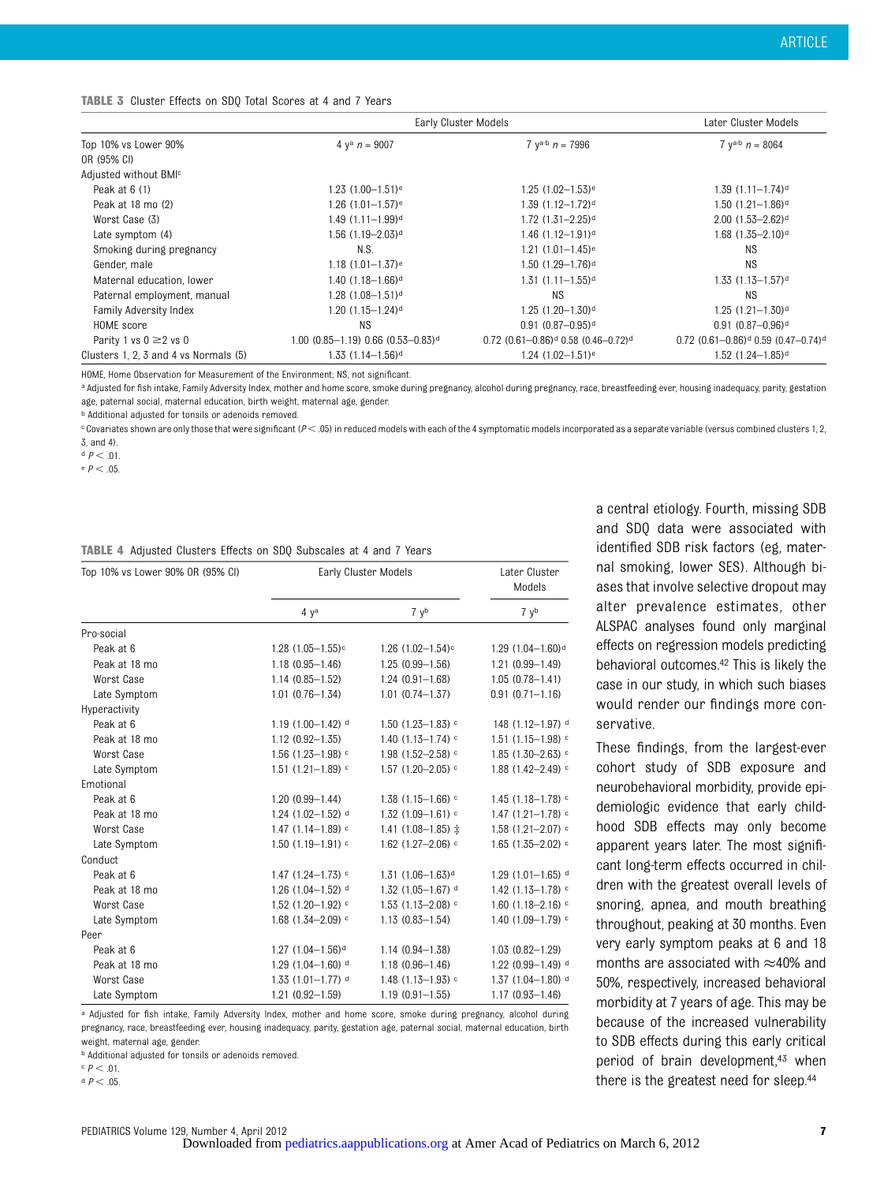**TABLE 3** Cluster Effects on SDQ Total Scores at 4 and 7 Years

| Top 10% vs Lower 90% OR (95% CI) | Early Cluster Models | | Later Cluster Models |
|---|---|---|---|
| | 4 y[a] n = 9007 | 7 y[a,b] n = 7996 | 7 y[a,b] n = 8064 |
| Adjusted without BMI[c] | | | |
| Peak at 6 (1) | 1.23 (1.00–1.51)[e] | 1.25 (1.02–1.53)[e] | 1.39 (1.11–1.74)[d] |
| Peak at 18 mo (2) | 1.26 (1.01–1.57)[e] | 1.39 (1.12–1.72)[d] | 1.50 (1.21–1.86)[d] |
| Worst Case (3) | 1.49 (1.11–1.99)[d] | 1.72 (1.31–2.25)[d] | 2.00 (1.53–2.62)[d] |
| Late symptom (4) | 1.56 (1.19–2.03)[d] | 1.46 (1.12–1.91)[d] | 1.68 (1.35–2.10)[d] |
| Smoking during pregnancy | N.S. | 1.21 (1.01–1.45)[e] | NS |
| Gender, male | 1.18 (1.01–1.37)[e] | 1.50 (1.29–1.76)[d] | NS |
| Maternal education, lower | 1.40 (1.18–1.66)[d] | 1.31 (1.11–1.55)[d] | 1.33 (1.13–1.57)[d] |
| Paternal employment, manual | 1.28 (1.08–1.51)[d] | NS | NS |
| Family Adversity Index | 1.20 (1.15–1.24)[d] | 1.25 (1.20–1.30)[d] | 1.25 (1.21–1.30)[d] |
| HOME score | NS | 0.91 (0.87–0.95)[d] | 0.91 (0.87–0.96)[d] |
| Parity 1 vs 0 ≥2 vs 0 | 1.00 (0.85–1.19) 0.66 (0.53–0.83)[d] | 0.72 (0.61–0.86)[d] 0.58 (0.46–0.72)[d] | 0.72 (0.61–0.86)[d] 0.59 (0.47–0.74)[d] |
| Clusters 1, 2, 3 and 4 vs Normals (5) | 1.33 (1.14–1.56)[d] | 1.24 (1.02–1.51)[e] | 1.52 (1.24–1.85)[d] |

HOME, Home Observation for Measurement of the Environment; NS, not significant.

[a] Adjusted for fish intake, Family Adversity Index, mother and home score, smoke during pregnancy, alcohol during pregnancy, race, breastfeeding ever, housing inadequacy, parity, gestation age, paternal social, maternal education, birth weight, maternal age, gender.

[b] Additional adjusted for tonsils or adenoids removed.

[c] Covariates shown are only those that were significant ($P < .05$) in reduced models with each of the 4 symptomatic models incorporated as a separate variable (versus combined clusters 1, 2, 3, and 4).

[d] $P < .01$.

[e] $P < .05$.

**TABLE 4** Adjusted Clusters Effects on SDQ Subscales at 4 and 7 Years

| Top 10% vs Lower 90% OR (95% CI) | Early Cluster Models | | Later Cluster Models |
|---|---|---|---|
| | 4 y[a] | 7 y[b] | 7 y[b] |
| Pro-social | | | |
| Peak at 6 | 1.28 (1.05–1.55)[c] | 1.26 (1.02–1.54)[c] | 1.29 (1.04–1.60)[d] |
| Peak at 18 mo | 1.18 (0.95–1.46) | 1.25 (0.99–1.56) | 1.21 (0.99–1.49) |
| Worst Case | 1.14 (0.85–1.52) | 1.24 (0.91–1.68) | 1.05 (0.78–1.41) |
| Late Symptom | 1.01 (0.76–1.34) | 1.01 (0.74–1.37) | 0.91 (0.71–1.16) |
| Hyperactivity | | | |
| Peak at 6 | 1.19 (1.00–1.42) [d] | 1.50 (1.23–1.83) [c] | 148 (1.12–1.97) [d] |
| Peak at 18 mo | 1.12 (0.92–1.35) | 1.40 (1.13–1.74) [c] | 1.51 (1.15–1.98) [c] |
| Worst Case | 1.56 (1.23–1.98) [c] | 1.98 (1.52–2.58) [c] | 1.85 (1.30–2.63) [c] |
| Late Symptom | 1.51 (1.21–1.89) [c] | 1.57 (1.20–2.05) [c] | 1.88 (1.42–2.49) [c] |
| Emotional | | | |
| Peak at 6 | 1.20 (0.99–1.44) | 1.38 (1.15–1.66) [c] | 1.45 (1.18–1.78) [c] |
| Peak at 18 mo | 1.24 (1.02–1.52) [d] | 1.32 (1.09–1.61) [c] | 1.47 (1.21–1.78) [c] |
| Worst Case | 1.47 (1.14–1.89) [c] | 1.41 (1.08–1.85) ‡ | 1.58 (1.21–2.07) [c] |
| Late Symptom | 1.50 (1.19–1.91) [c] | 1.62 (1.27–2.06) [c] | 1.65 (1.35–2.02) [c] |
| Conduct | | | |
| Peak at 6 | 1.47 (1.24–1.73) [c] | 1.31 (1.06–1.63)[d] | 1.29 (1.01–1.65) [d] |
| Peak at 18 mo | 1.26 (1.04–1.52) [d] | 1.32 (1.05–1.67) [d] | 1.42 (1.13–1.78) [c] |
| Worst Case | 1.52 (1.20–1.92) [c] | 1.53 (1.13–2.08) [c] | 1.60 (1.18–2.16) [c] |
| Late Symptom | 1.68 (1.34–2.09) [c] | 1.13 (0.83–1.54) | 1.40 (1.09–1.79) [c] |
| Peer | | | |
| Peak at 6 | 1.27 (1.04–1.56)[d] | 1.14 (0.94–1.38) | 1.03 (0.82–1.29) |
| Peak at 18 mo | 1.29 (1.04–1.60) [d] | 1.18 (0.96–1.46) | 1.22 (0.99–1.49) [d] |
| Worst Case | 1.33 (1.01–1.77) [d] | 1.48 (1.13–1.93) [c] | 1.37 (1.04–1.80) [d] |
| Late Symptom | 1.21 (0.92–1.59) | 1.19 (0.91–1.55) | 1.17 (0.93–1.46) |

[a] Adjusted for fish intake, Family Adversity Index, mother and home score, smoke during pregnancy, alcohol during pregnancy, race, breastfeeding ever, housing inadequacy, parity, gestation age, paternal social, maternal education, birth weight, maternal age, gender.

[b] Additional adjusted for tonsils or adenoids removed.

[c] $P < .01$.

[d] $P < .05$.

a central etiology. Fourth, missing SDB and SDQ data were associated with identified SDB risk factors (eg, maternal smoking, lower SES). Although biases that involve selective dropout may alter prevalence estimates, other ALSPAC analyses found only marginal effects on regression models predicting behavioral outcomes.[42] This is likely the case in our study, in which such biases would render our findings more conservative.

These findings, from the largest-ever cohort study of SDB exposure and neurobehavioral morbidity, provide epidemiologic evidence that early childhood SDB effects may only become apparent years later. The most significant long-term effects occurred in children with the greatest overall levels of snoring, apnea, and mouth breathing throughout, peaking at 30 months. Even very early symptom peaks at 6 and 18 months are associated with ≈40% and 50%, respectively, increased behavioral morbidity at 7 years of age. This may be because of the increased vulnerability to SDB effects during this early critical period of brain development,[43] when there is the greatest need for sleep.[44]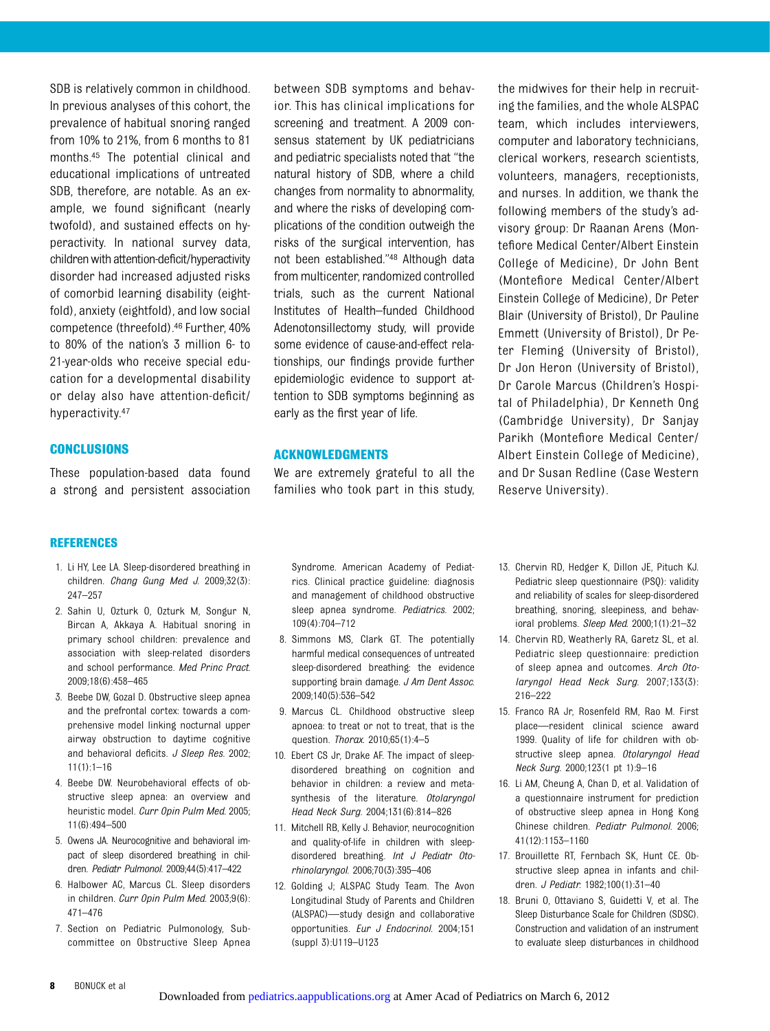SDB is relatively common in childhood. In previous analyses of this cohort, the prevalence of habitual snoring ranged from 10% to 21%, from 6 months to 81 months.[45] The potential clinical and educational implications of untreated SDB, therefore, are notable. As an example, we found significant (nearly twofold), and sustained effects on hyperactivity. In national survey data, children with attention-deficit/hyperactivity disorder had increased adjusted risks of comorbid learning disability (eightfold), anxiety (eightfold), and low social competence (threefold).[46] Further, 40% to 80% of the nation's 3 million 6- to 21-year-olds who receive special education for a developmental disability or delay also have attention-deficit/hyperactivity.[47]

## CONCLUSIONS

These population-based data found a strong and persistent association between SDB symptoms and behavior. This has clinical implications for screening and treatment. A 2009 consensus statement by UK pediatricians and pediatric specialists noted that "the natural history of SDB, where a child changes from normality to abnormality, and where the risks of developing complications of the condition outweigh the risks of the surgical intervention, has not been established."[48] Although data from multicenter, randomized controlled trials, such as the current National Institutes of Health–funded Childhood Adenotonsillectomy study, will provide some evidence of cause-and-effect relationships, our findings provide further epidemiologic evidence to support attention to SDB symptoms beginning as early as the first year of life.

## ACKNOWLEDGMENTS

We are extremely grateful to all the families who took part in this study, the midwives for their help in recruiting the families, and the whole ALSPAC team, which includes interviewers, computer and laboratory technicians, clerical workers, research scientists, volunteers, managers, receptionists, and nurses. In addition, we thank the following members of the study's advisory group: Dr Raanan Arens (Montefiore Medical Center/Albert Einstein College of Medicine), Dr John Bent (Montefiore Medical Center/Albert Einstein College of Medicine), Dr Peter Blair (University of Bristol), Dr Pauline Emmett (University of Bristol), Dr Peter Fleming (University of Bristol), Dr Jon Heron (University of Bristol), Dr Carole Marcus (Children's Hospital of Philadelphia), Dr Kenneth Ong (Cambridge University), Dr Sanjay Parikh (Montefiore Medical Center/Albert Einstein College of Medicine), and Dr Susan Redline (Case Western Reserve University).

## REFERENCES

1. Li HY, Lee LA. Sleep-disordered breathing in children. *Chang Gung Med J.* 2009;32(3):247–257
2. Sahin U, Ozturk O, Ozturk M, Songur N, Bircan A, Akkaya A. Habitual snoring in primary school children: prevalence and association with sleep-related disorders and school performance. *Med Princ Pract.* 2009;18(6):458–465
3. Beebe DW, Gozal D. Obstructive sleep apnea and the prefrontal cortex: towards a comprehensive model linking nocturnal upper airway obstruction to daytime cognitive and behavioral deficits. *J Sleep Res.* 2002;11(1):1–16
4. Beebe DW. Neurobehavioral effects of obstructive sleep apnea: an overview and heuristic model. *Curr Opin Pulm Med.* 2005;11(6):494–500
5. Owens JA. Neurocognitive and behavioral impact of sleep disordered breathing in children. *Pediatr Pulmonol.* 2009;44(5):417–422
6. Halbower AC, Marcus CL. Sleep disorders in children. *Curr Opin Pulm Med.* 2003;9(6):471–476
7. Section on Pediatric Pulmonology, Subcommittee on Obstructive Sleep Apnea Syndrome. American Academy of Pediatrics. Clinical practice guideline: diagnosis and management of childhood obstructive sleep apnea syndrome. *Pediatrics.* 2002;109(4):704–712
8. Simmons MS, Clark GT. The potentially harmful medical consequences of untreated sleep-disordered breathing: the evidence supporting brain damage. *J Am Dent Assoc.* 2009;140(5):536–542
9. Marcus CL. Childhood obstructive sleep apnoea: to treat or not to treat, that is the question. *Thorax.* 2010;65(1):4–5
10. Ebert CS Jr, Drake AF. The impact of sleep-disordered breathing on cognition and behavior in children: a review and meta-synthesis of the literature. *Otolaryngol Head Neck Surg.* 2004;131(6):814–826
11. Mitchell RB, Kelly J. Behavior, neurocognition and quality-of-life in children with sleep-disordered breathing. *Int J Pediatr Otorhinolaryngol.* 2006;70(3):395–406
12. Golding J; ALSPAC Study Team. The Avon Longitudinal Study of Parents and Children (ALSPAC)—study design and collaborative opportunities. *Eur J Endocrinol.* 2004;151(suppl 3):U119–U123
13. Chervin RD, Hedger K, Dillon JE, Pituch KJ. Pediatric sleep questionnaire (PSQ): validity and reliability of scales for sleep-disordered breathing, snoring, sleepiness, and behavioral problems. *Sleep Med.* 2000;1(1):21–32
14. Chervin RD, Weatherly RA, Garetz SL, et al. Pediatric sleep questionnaire: prediction of sleep apnea and outcomes. *Arch Otolaryngol Head Neck Surg.* 2007;133(3):216–222
15. Franco RA Jr, Rosenfeld RM, Rao M. First place—resident clinical science award 1999. Quality of life for children with obstructive sleep apnea. *Otolaryngol Head Neck Surg.* 2000;123(1 pt 1):9–16
16. Li AM, Cheung A, Chan D, et al. Validation of a questionnaire instrument for prediction of obstructive sleep apnea in Hong Kong Chinese children. *Pediatr Pulmonol.* 2006;41(12):1153–1160
17. Brouillette RT, Fernbach SK, Hunt CE. Obstructive sleep apnea in infants and children. *J Pediatr.* 1982;100(1):31–40
18. Bruni O, Ottaviano S, Guidetti V, et al. The Sleep Disturbance Scale for Children (SDSC). Construction and validation of an instrument to evaluate sleep disturbances in childhood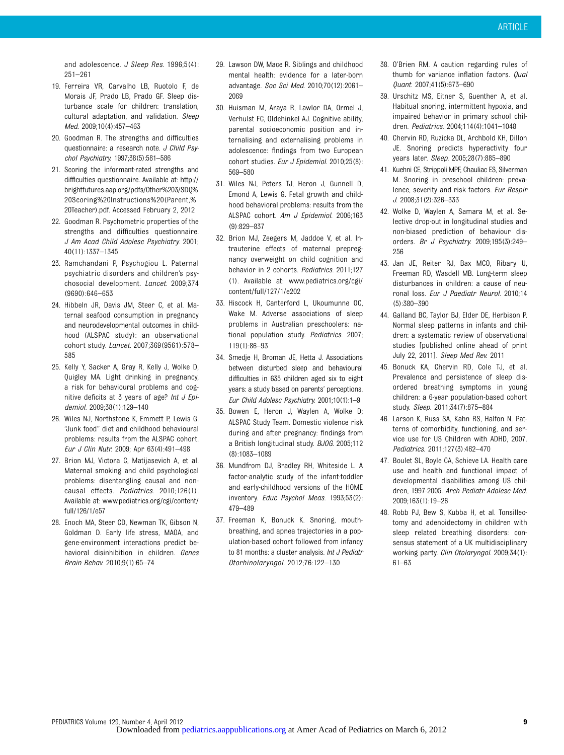and adolescence. *J Sleep Res*. 1996;5(4):251–261

19. Ferreira VR, Carvalho LB, Ruotolo F, de Morais JF, Prado LB, Prado GF. Sleep disturbance scale for children: translation, cultural adaptation, and validation. *Sleep Med*. 2009;10(4):457–463
20. Goodman R. The strengths and difficulties questionnaire: a research note. *J Child Psychol Psychiatry*. 1997;38(5):581–586
21. Scoring the informant-rated strengths and difficulties questionnaire. Available at: http://brightfutures.aap.org/pdfs/Other%203/SDQ%20Scoring%20Instructions%20(Parent,%20Teacher).pdf. Accessed February 2, 2012
22. Goodman R. Psychometric properties of the strengths and difficulties questionnaire. *J Am Acad Child Adolesc Psychiatry*. 2001;40(11):1337–1345
23. Ramchandani P, Psychogiou L. Paternal psychiatric disorders and children's psychosocial development. *Lancet*. 2009;374(9690):646–653
24. Hibbeln JR, Davis JM, Steer C, et al. Maternal seafood consumption in pregnancy and neurodevelopmental outcomes in childhood (ALSPAC study): an observational cohort study. *Lancet*. 2007;369(9561):578–585
25. Kelly Y, Sacker A, Gray R, Kelly J, Wolke D, Quigley MA. Light drinking in pregnancy, a risk for behavioural problems and cognitive deficits at 3 years of age? *Int J Epidemiol*. 2009;38(1):129–140
26. Wiles NJ, Northstone K, Emmett P, Lewis G. "Junk food" diet and childhood behavioural problems: results from the ALSPAC cohort. *Eur J Clin Nutr*. 2009; Apr 63(4):491–498
27. Brion MJ, Victora C, Matijasevich A, et al. Maternal smoking and child psychological problems: disentangling causal and noncausal effects. *Pediatrics*. 2010;126(1). Available at: www.pediatrics.org/cgi/content/full/126/1/e57
28. Enoch MA, Steer CD, Newman TK, Gibson N, Goldman D. Early life stress, MAOA, and gene-environment interactions predict behavioral disinhibition in children. *Genes Brain Behav*. 2010;9(1):65–74
29. Lawson DW, Mace R. Siblings and childhood mental health: evidence for a later-born advantage. *Soc Sci Med*. 2010;70(12):2061–2069
30. Huisman M, Araya R, Lawlor DA, Ormel J, Verhulst FC, Oldehinkel AJ. Cognitive ability, parental socioeconomic position and internalising and externalising problems in adolescence: findings from two European cohort studies. *Eur J Epidemiol*. 2010;25(8):569–580
31. Wiles NJ, Peters TJ, Heron J, Gunnell D, Emond A, Lewis G. Fetal growth and childhood behavioral problems: results from the ALSPAC cohort. *Am J Epidemiol*. 2006;163(9):829–837
32. Brion MJ, Zeegers M, Jaddoe V, et al. Intrauterine effects of maternal prepregnancy overweight on child cognition and behavior in 2 cohorts. *Pediatrics*. 2011;127(1). Available at: www.pediatrics.org/cgi/content/full/127/1/e202
33. Hiscock H, Canterford L, Ukoumunne OC, Wake M. Adverse associations of sleep problems in Australian preschoolers: national population study. *Pediatrics*. 2007;119(1):86–93
34. Smedje H, Broman JE, Hetta J. Associations between disturbed sleep and behavioural difficulties in 635 children aged six to eight years: a study based on parents' perceptions. *Eur Child Adolesc Psychiatry*. 2001;10(1):1–9
35. Bowen E, Heron J, Waylen A, Wolke D; ALSPAC Study Team. Domestic violence risk during and after pregnancy: findings from a British longitudinal study. *BJOG*. 2005;112(8):1083–1089
36. Mundfrom DJ, Bradley RH, Whiteside L. A factor-analytic study of the infant-toddler and early-childhood versions of the HOME inventory. *Educ Psychol Meas*. 1993;53(2):479–489
37. Freeman K, Bonuck K. Snoring, mouth-breathing, and apnea trajectories in a population-based cohort followed from infancy to 81 months: a cluster analysis. *Int J Pediatr Otorhinolaryngol*. 2012;76:122–130
38. O'Brien RM. A caution regarding rules of thumb for variance inflation factors. *Qual Quant*. 2007;41(5):673–690
39. Urschitz MS, Eitner S, Guenther A, et al. Habitual snoring, intermittent hypoxia, and impaired behavior in primary school children. *Pediatrics*. 2004;114(4):1041–1048
40. Chervin RD, Ruzicka DL, Archbold KH, Dillon JE. Snoring predicts hyperactivity four years later. *Sleep*. 2005;28(7):885–890
41. Kuehni CE, Strippoli MPF, Chauliac ES, Silverman M. Snoring in preschool children: prevalence, severity and risk factors. *Eur Respir J*. 2008;31(2):326–333
42. Wolke D, Waylen A, Samara M, et al. Selective drop-out in longitudinal studies and non-biased prediction of behaviour disorders. *Br J Psychiatry*. 2009;195(3):249–256
43. Jan JE, Reiter RJ, Bax MCO, Ribary U, Freeman RD, Wasdell MB. Long-term sleep disturbances in children: a cause of neuronal loss. *Eur J Paediatr Neurol*. 2010;14(5):380–390
44. Galland BC, Taylor BJ, Elder DE, Herbison P. Normal sleep patterns in infants and children: a systematic review of observational studies [published online ahead of print July 22, 2011]. *Sleep Med Rev*. 2011
45. Bonuck KA, Chervin RD, Cole TJ, et al. Prevalence and persistence of sleep disordered breathing symptoms in young children: a 6-year population-based cohort study. *Sleep*. 2011;34(7):875–884
46. Larson K, Russ SA, Kahn RS, Halfon N. Patterns of comorbidity, functioning, and service use for US Children with ADHD, 2007. *Pediatrics*. 2011;127(3):462–470
47. Boulet SL, Boyle CA, Schieve LA. Health care use and health and functional impact of developmental disabilities among US children, 1997-2005. *Arch Pediatr Adolesc Med*. 2009;163(1):19–26
48. Robb PJ, Bew S, Kubba H, et al. Tonsillectomy and adenoidectomy in children with sleep related breathing disorders: consensus statement of a UK multidisciplinary working party. *Clin Otolaryngol*. 2009;34(1):61–63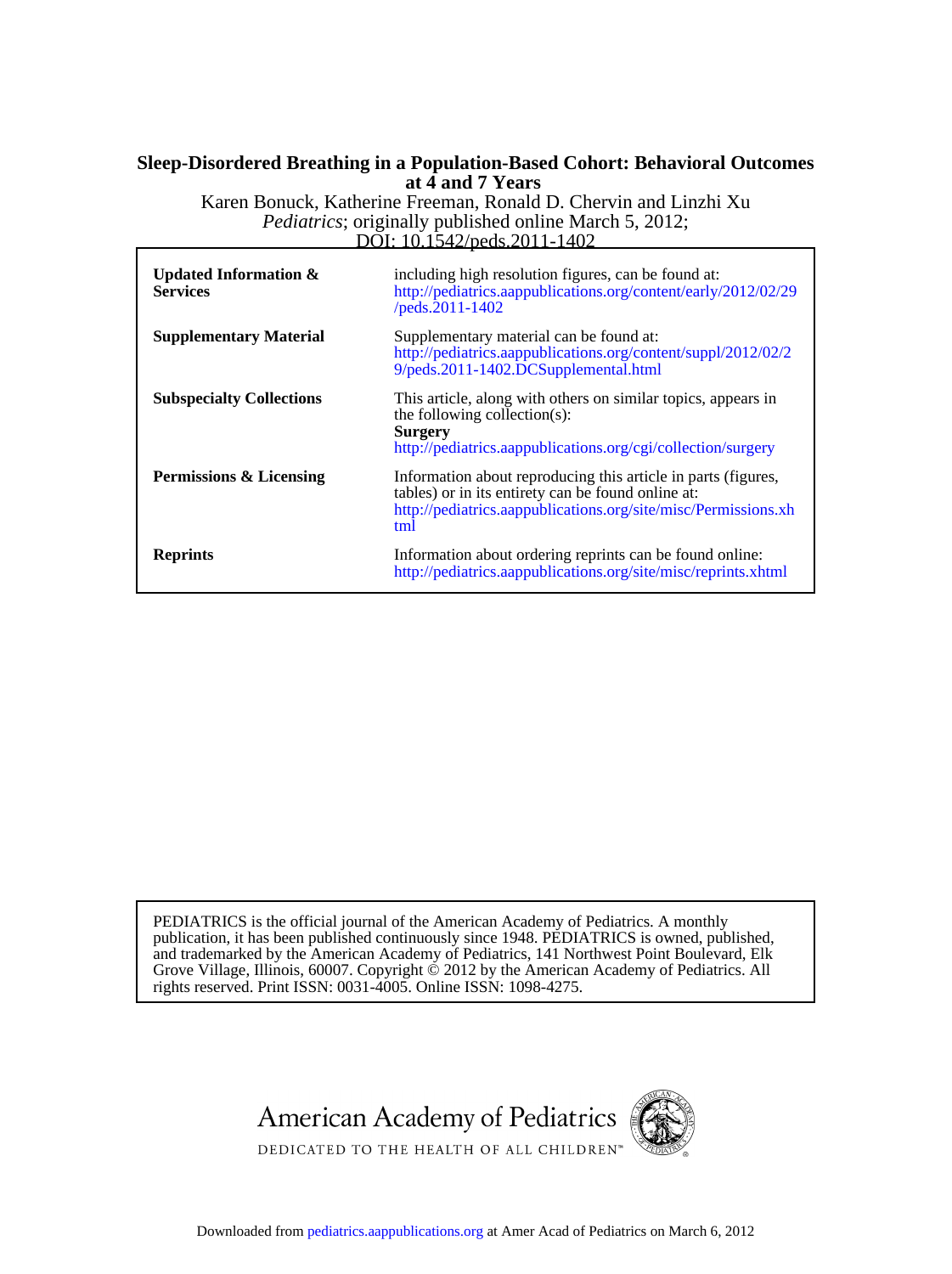**Sleep-Disordered Breathing in a Population-Based Cohort: Behavioral Outcomes at 4 and 7 Years**

Karen Bonuck, Katherine Freeman, Ronald D. Chervin and Linzhi Xu

*Pediatrics*; originally published online March 5, 2012;

DOI: 10.1542/peds.2011-1402

| | |
|---|---|
| **Updated Information & Services** | including high resolution figures, can be found at: http://pediatrics.aappublications.org/content/early/2012/02/29/peds.2011-1402 |
| **Supplementary Material** | Supplementary material can be found at: http://pediatrics.aappublications.org/content/suppl/2012/02/29/peds.2011-1402.DCSupplemental.html |
| **Subspecialty Collections** | This article, along with others on similar topics, appears in the following collection(s): **Surgery** http://pediatrics.aappublications.org/cgi/collection/surgery |
| **Permissions & Licensing** | Information about reproducing this article in parts (figures, tables) or in its entirety can be found online at: http://pediatrics.aappublications.org/site/misc/Permissions.xhtml |
| **Reprints** | Information about ordering reprints can be found online: http://pediatrics.aappublications.org/site/misc/reprints.xhtml |

PEDIATRICS is the official journal of the American Academy of Pediatrics. A monthly publication, it has been published continuously since 1948. PEDIATRICS is owned, published, and trademarked by the American Academy of Pediatrics, 141 Northwest Point Boulevard, Elk Grove Village, Illinois, 60007. Copyright © 2012 by the American Academy of Pediatrics. All rights reserved. Print ISSN: 0031-4005. Online ISSN: 1098-4275.

American Academy of Pediatrics

DEDICATED TO THE HEALTH OF ALL CHILDREN™